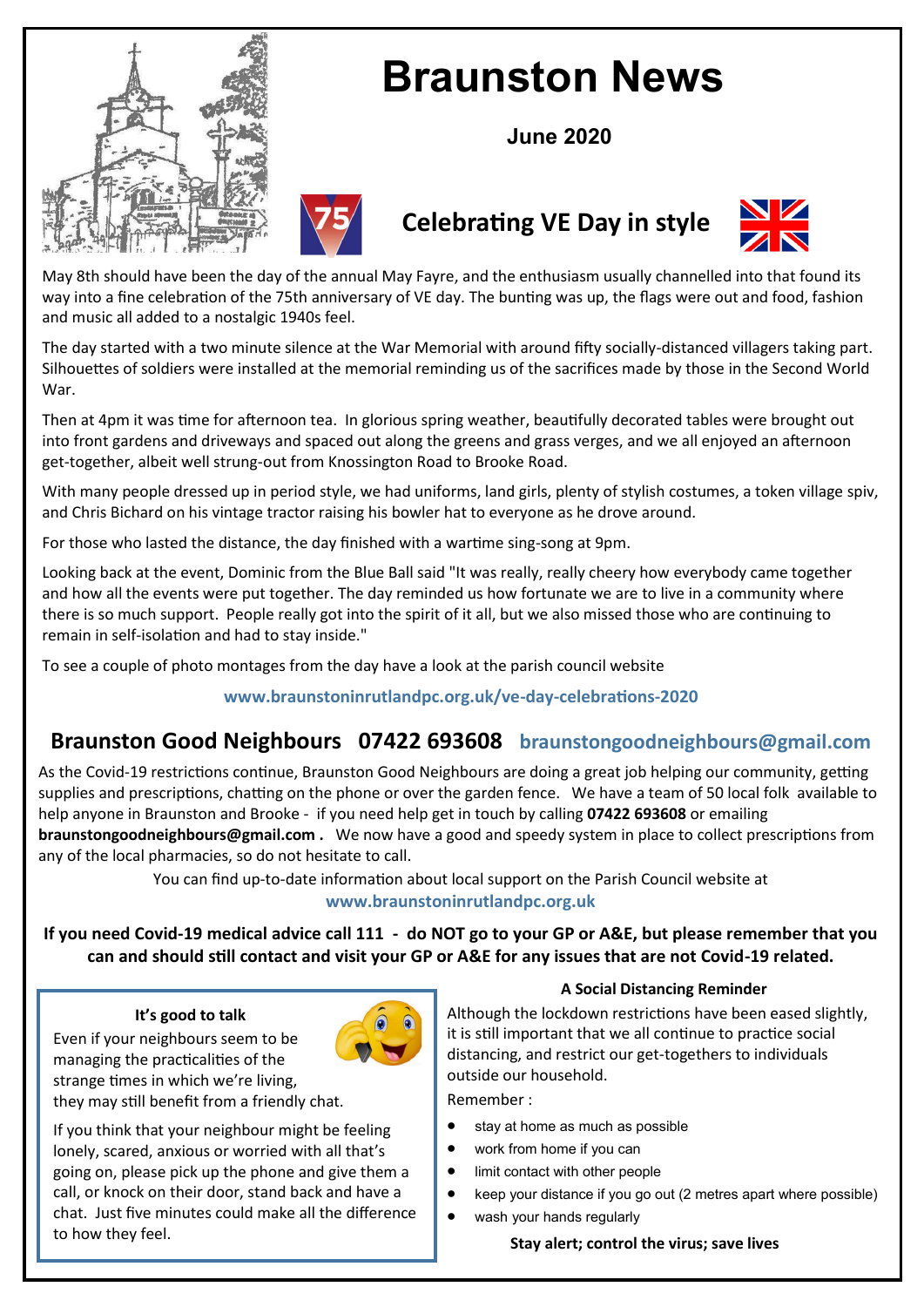# Braunston News

**June 2020**

## Celebrating VE Day in style

May 8th should have been the day of the annual May Fayre, and the enthusiasm usually channelled into that found its way into a fine celebration of the 75th anniversary of VE day. The bunting was up, the flags were out and food, fashion and music all added to a nostalgic 1940s feel.

The day started with a two minute silence at the War Memorial with around fifty socially-distanced villagers taking part. Silhouettes of soldiers were installed at the memorial reminding us of the sacrifices made by those in the Second World War.

Then at 4pm it was time for afternoon tea. In glorious spring weather, beautifully decorated tables were brought out into front gardens and driveways and spaced out along the greens and grass verges, and we all enjoyed an afternoon get-together, albeit well strung-out from Knossington Road to Brooke Road.

With many people dressed up in period style, we had uniforms, land girls, plenty of stylish costumes, a token village spiv, and Chris Bichard on his vintage tractor raising his bowler hat to everyone as he drove around.

For those who lasted the distance, the day finished with a wartime sing-song at 9pm.

Looking back at the event, Dominic from the Blue Ball said "It was really, really cheery how everybody came together and how all the events were put together. The day reminded us how fortunate we are to live in a community where there is so much support. People really got into the spirit of it all, but we also missed those who are continuing to remain in self-isolation and had to stay inside."

To see a couple of photo montages from the day have a look at the parish council website

**www.braunstoninrutlandpc.org.uk/ve-day-celebrations-2020**

## Braunston Good Neighbours 07422 693608 braunstongoodneighbours@gmail.com

As the Covid-19 restrictions continue, Braunston Good Neighbours are doing a great job helping our community, getting supplies and prescriptions, chatting on the phone or over the garden fence. We have a team of 50 local folk available to help anyone in Braunston and Brooke - if you need help get in touch by calling **07422 693608** or emailing **braunstongoodneighbours@gmail.com .** We now have a good and speedy system in place to collect prescriptions from any of the local pharmacies, so do not hesitate to call.

You can find up-to-date information about local support on the Parish Council website at **www.braunstoninrutlandpc.org.uk**

**If you need Covid-19 medical advice call 111 - do NOT go to your GP or A&E, but please remember that you can and should still contact and visit your GP or A&E for any issues that are not Covid-19 related.**

### It's good to talk

Even if your neighbours seem to be managing the practicalities of the strange times in which we're living, they may still benefit from a friendly chat.

If you think that your neighbour might be feeling lonely, scared, anxious or worried with all that's going on, please pick up the phone and give them a call, or knock on their door, stand back and have a chat. Just five minutes could make all the difference to how they feel.

### A Social Distancing Reminder

Although the lockdown restrictions have been eased slightly, it is still important that we all continue to practice social distancing, and restrict our get-togethers to individuals outside our household.

Remember :

- stay at home as much as possible
- work from home if you can
- limit contact with other people
- keep your distance if you go out (2 metres apart where possible)
- wash your hands regularly

**Stay alert; control the virus; save lives**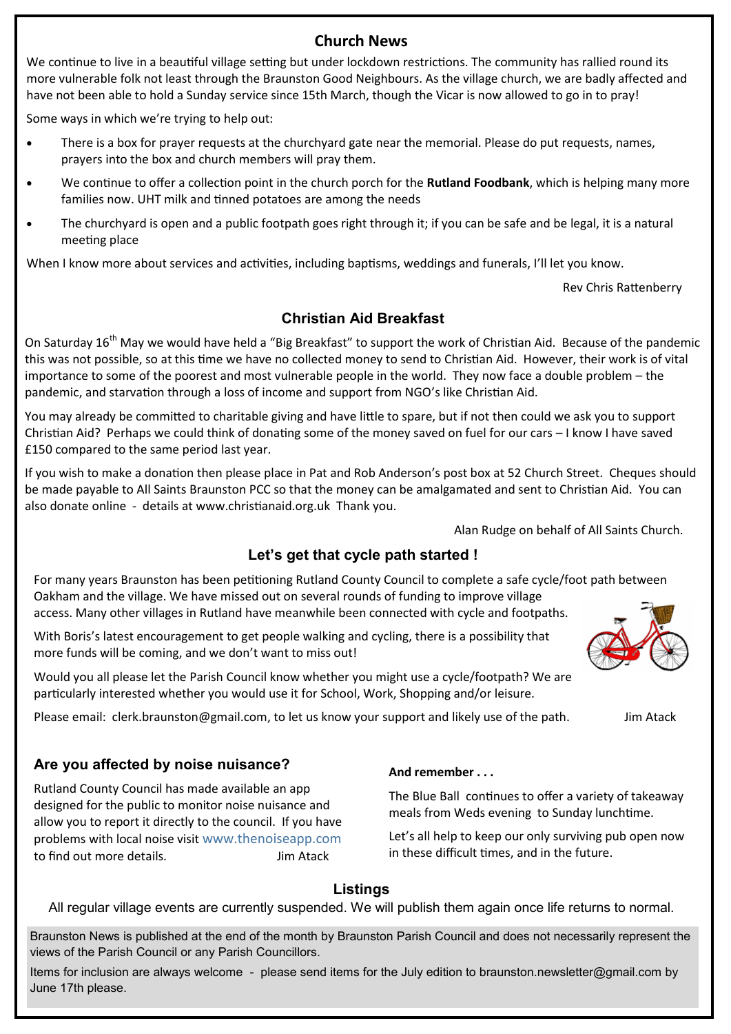## Church News

We continue to live in a beautiful village setting but under lockdown restrictions. The community has rallied round its more vulnerable folk not least through the Braunston Good Neighbours. As the village church, we are badly affected and have not been able to hold a Sunday service since 15th March, though the Vicar is now allowed to go in to pray!

Some ways in which we're trying to help out:

- There is a box for prayer requests at the churchyard gate near the memorial. Please do put requests, names, prayers into the box and church members will pray them.
- We continue to offer a collection point in the church porch for the **Rutland Foodbank**, which is helping many more families now. UHT milk and tinned potatoes are among the needs
- The churchyard is open and a public footpath goes right through it; if you can be safe and be legal, it is a natural meeting place

When I know more about services and activities, including baptisms, weddings and funerals, I'll let you know.

Rev Chris Rattenberry

## Christian Aid Breakfast

On Saturday 16th May we would have held a "Big Breakfast" to support the work of Christian Aid. Because of the pandemic this was not possible, so at this time we have no collected money to send to Christian Aid. However, their work is of vital importance to some of the poorest and most vulnerable people in the world. They now face a double problem – the pandemic, and starvation through a loss of income and support from NGO's like Christian Aid.

You may already be committed to charitable giving and have little to spare, but if not then could we ask you to support Christian Aid? Perhaps we could think of donating some of the money saved on fuel for our cars – I know I have saved £150 compared to the same period last year.

If you wish to make a donation then please place in Pat and Rob Anderson's post box at 52 Church Street. Cheques should be made payable to All Saints Braunston PCC so that the money can be amalgamated and sent to Christian Aid. You can also donate online - details at www.christianaid.org.uk Thank you.

Alan Rudge on behalf of All Saints Church.

## Let's get that cycle path started !

For many years Braunston has been petitioning Rutland County Council to complete a safe cycle/foot path between Oakham and the village. We have missed out on several rounds of funding to improve village access. Many other villages in Rutland have meanwhile been connected with cycle and footpaths.

With Boris's latest encouragement to get people walking and cycling, there is a possibility that more funds will be coming, and we don't want to miss out!

Would you all please let the Parish Council know whether you might use a cycle/footpath? We are particularly interested whether you would use it for School, Work, Shopping and/or leisure.

Please email: clerk.braunston@gmail.com, to let us know your support and likely use of the path.

Jim Atack

## Are you affected by noise nuisance?

Rutland County Council has made available an app designed for the public to monitor noise nuisance and allow you to report it directly to the council. If you have problems with local noise visit www.thenoiseapp.com to find out more details.

Jim Atack

**And remember . . .**

The Blue Ball continues to offer a variety of takeaway meals from Weds evening to Sunday lunchtime.

Let's all help to keep our only surviving pub open now in these difficult times, and in the future.

## Listings

All regular village events are currently suspended. We will publish them again once life returns to normal.

Braunston News is published at the end of the month by Braunston Parish Council and does not necessarily represent the views of the Parish Council or any Parish Councillors.

Items for inclusion are always welcome - please send items for the July edition to braunston.newsletter@gmail.com by June 17th please.